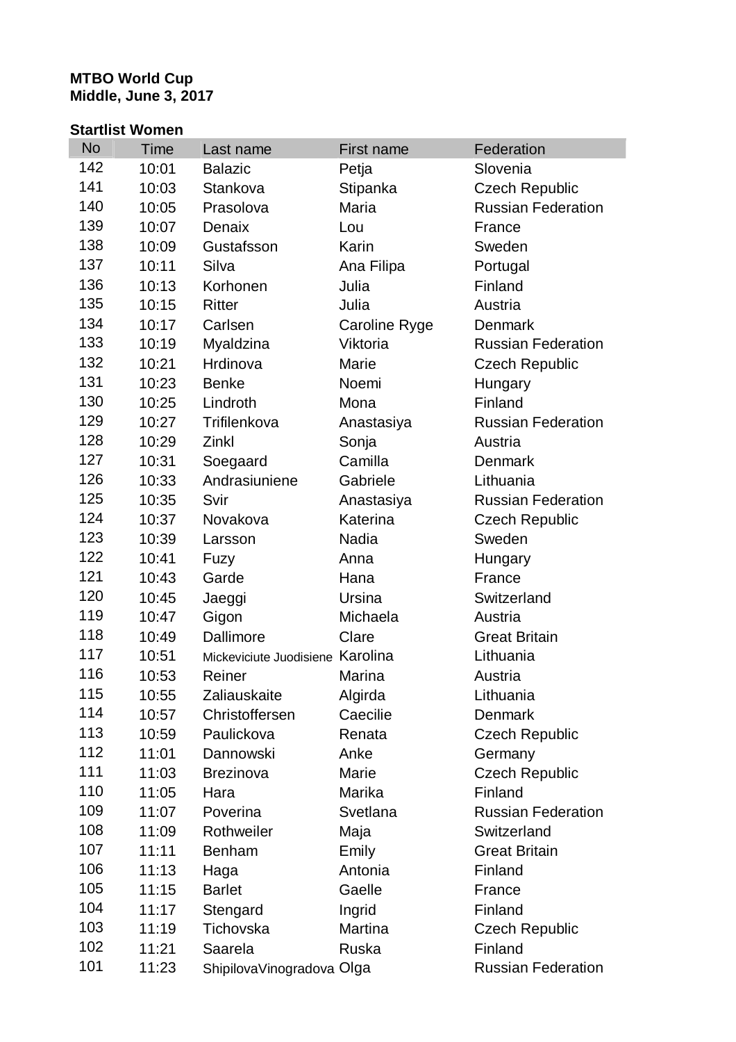**MTBO World Cup**
**Middle, June 3, 2017**

**Startlist Women**

| No | Time | Last name | First name | Federation |
|---|---|---|---|---|
| 142 | 10:01 | Balazic | Petja | Slovenia |
| 141 | 10:03 | Stankova | Stipanka | Czech Republic |
| 140 | 10:05 | Prasolova | Maria | Russian Federation |
| 139 | 10:07 | Denaix | Lou | France |
| 138 | 10:09 | Gustafsson | Karin | Sweden |
| 137 | 10:11 | Silva | Ana Filipa | Portugal |
| 136 | 10:13 | Korhonen | Julia | Finland |
| 135 | 10:15 | Ritter | Julia | Austria |
| 134 | 10:17 | Carlsen | Caroline Ryge | Denmark |
| 133 | 10:19 | Myaldzina | Viktoria | Russian Federation |
| 132 | 10:21 | Hrdinova | Marie | Czech Republic |
| 131 | 10:23 | Benke | Noemi | Hungary |
| 130 | 10:25 | Lindroth | Mona | Finland |
| 129 | 10:27 | Trifilenkova | Anastasiya | Russian Federation |
| 128 | 10:29 | Zinkl | Sonja | Austria |
| 127 | 10:31 | Soegaard | Camilla | Denmark |
| 126 | 10:33 | Andrasiuniene | Gabriele | Lithuania |
| 125 | 10:35 | Svir | Anastasiya | Russian Federation |
| 124 | 10:37 | Novakova | Katerina | Czech Republic |
| 123 | 10:39 | Larsson | Nadia | Sweden |
| 122 | 10:41 | Fuzy | Anna | Hungary |
| 121 | 10:43 | Garde | Hana | France |
| 120 | 10:45 | Jaeggi | Ursina | Switzerland |
| 119 | 10:47 | Gigon | Michaela | Austria |
| 118 | 10:49 | Dallimore | Clare | Great Britain |
| 117 | 10:51 | Mickeviciute Juodisiene | Karolina | Lithuania |
| 116 | 10:53 | Reiner | Marina | Austria |
| 115 | 10:55 | Zaliauskaite | Algirda | Lithuania |
| 114 | 10:57 | Christoffersen | Caecilie | Denmark |
| 113 | 10:59 | Paulickova | Renata | Czech Republic |
| 112 | 11:01 | Dannowski | Anke | Germany |
| 111 | 11:03 | Brezinova | Marie | Czech Republic |
| 110 | 11:05 | Hara | Marika | Finland |
| 109 | 11:07 | Poverina | Svetlana | Russian Federation |
| 108 | 11:09 | Rothweiler | Maja | Switzerland |
| 107 | 11:11 | Benham | Emily | Great Britain |
| 106 | 11:13 | Haga | Antonia | Finland |
| 105 | 11:15 | Barlet | Gaelle | France |
| 104 | 11:17 | Stengard | Ingrid | Finland |
| 103 | 11:19 | Tichovska | Martina | Czech Republic |
| 102 | 11:21 | Saarela | Ruska | Finland |
| 101 | 11:23 | ShipilovaVinogradova | Olga | Russian Federation |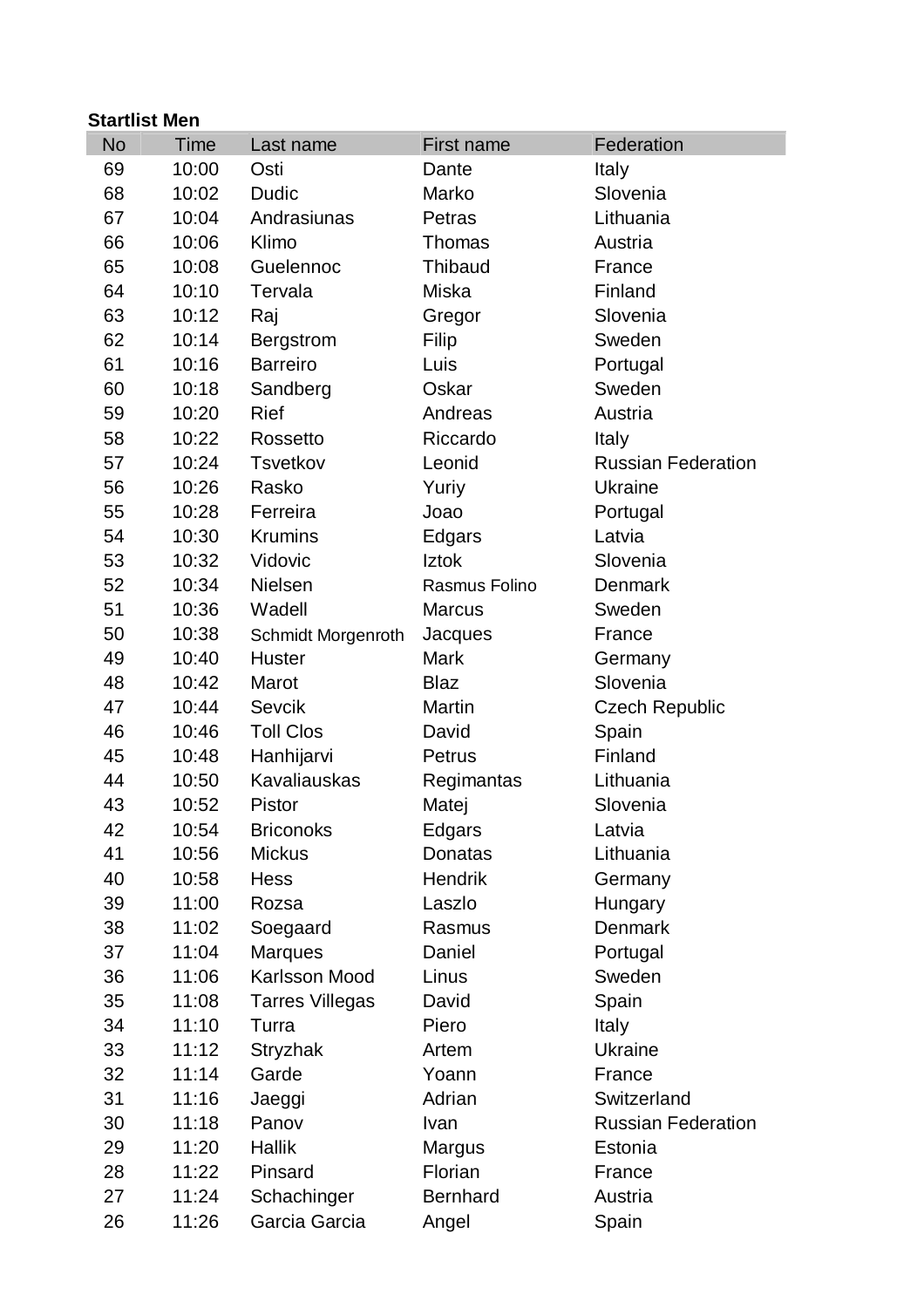**Startlist Men**

| No | Time | Last name | First name | Federation |
|---|---|---|---|---|
| 69 | 10:00 | Osti | Dante | Italy |
| 68 | 10:02 | Dudic | Marko | Slovenia |
| 67 | 10:04 | Andrasiunas | Petras | Lithuania |
| 66 | 10:06 | Klimo | Thomas | Austria |
| 65 | 10:08 | Guelennoc | Thibaud | France |
| 64 | 10:10 | Tervala | Miska | Finland |
| 63 | 10:12 | Raj | Gregor | Slovenia |
| 62 | 10:14 | Bergstrom | Filip | Sweden |
| 61 | 10:16 | Barreiro | Luis | Portugal |
| 60 | 10:18 | Sandberg | Oskar | Sweden |
| 59 | 10:20 | Rief | Andreas | Austria |
| 58 | 10:22 | Rossetto | Riccardo | Italy |
| 57 | 10:24 | Tsvetkov | Leonid | Russian Federation |
| 56 | 10:26 | Rasko | Yuriy | Ukraine |
| 55 | 10:28 | Ferreira | Joao | Portugal |
| 54 | 10:30 | Krumins | Edgars | Latvia |
| 53 | 10:32 | Vidovic | Iztok | Slovenia |
| 52 | 10:34 | Nielsen | Rasmus Folino | Denmark |
| 51 | 10:36 | Wadell | Marcus | Sweden |
| 50 | 10:38 | Schmidt Morgenroth | Jacques | France |
| 49 | 10:40 | Huster | Mark | Germany |
| 48 | 10:42 | Marot | Blaz | Slovenia |
| 47 | 10:44 | Sevcik | Martin | Czech Republic |
| 46 | 10:46 | Toll Clos | David | Spain |
| 45 | 10:48 | Hanhijarvi | Petrus | Finland |
| 44 | 10:50 | Kavaliauskas | Regimantas | Lithuania |
| 43 | 10:52 | Pistor | Matej | Slovenia |
| 42 | 10:54 | Briconoks | Edgars | Latvia |
| 41 | 10:56 | Mickus | Donatas | Lithuania |
| 40 | 10:58 | Hess | Hendrik | Germany |
| 39 | 11:00 | Rozsa | Laszlo | Hungary |
| 38 | 11:02 | Soegaard | Rasmus | Denmark |
| 37 | 11:04 | Marques | Daniel | Portugal |
| 36 | 11:06 | Karlsson Mood | Linus | Sweden |
| 35 | 11:08 | Tarres Villegas | David | Spain |
| 34 | 11:10 | Turra | Piero | Italy |
| 33 | 11:12 | Stryzhak | Artem | Ukraine |
| 32 | 11:14 | Garde | Yoann | France |
| 31 | 11:16 | Jaeggi | Adrian | Switzerland |
| 30 | 11:18 | Panov | Ivan | Russian Federation |
| 29 | 11:20 | Hallik | Margus | Estonia |
| 28 | 11:22 | Pinsard | Florian | France |
| 27 | 11:24 | Schachinger | Bernhard | Austria |
| 26 | 11:26 | Garcia Garcia | Angel | Spain |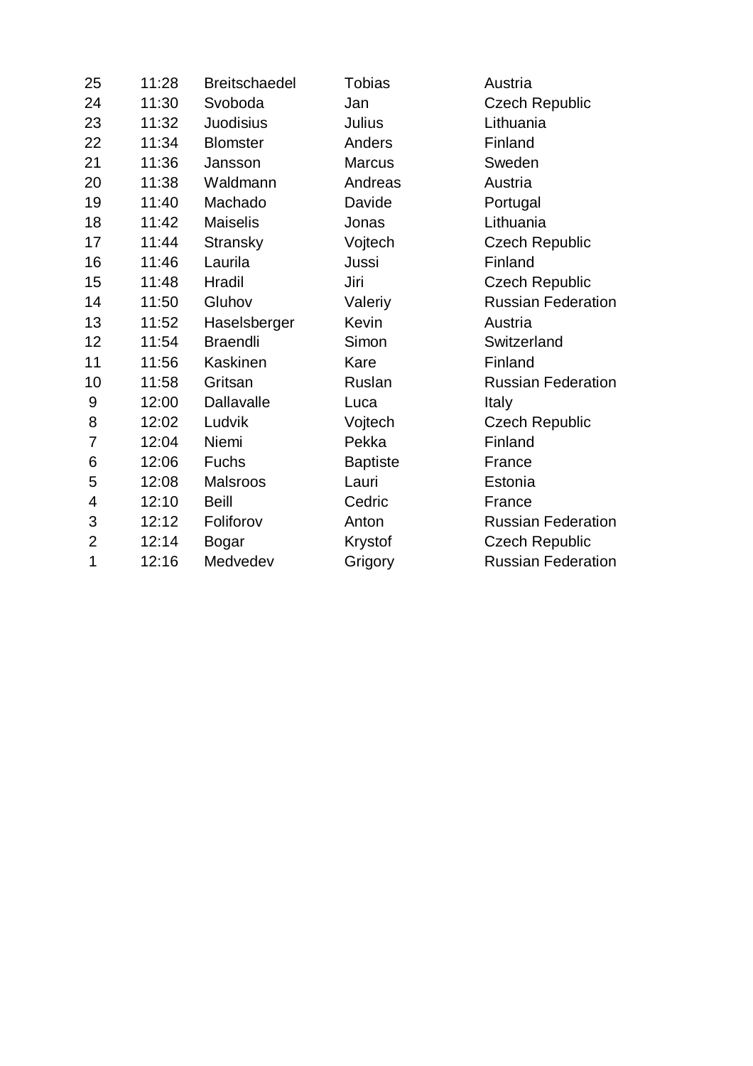| | | | | |
|---|---|---|---|---|
| 25 | 11:28 | Breitschaedel | Tobias | Austria |
| 24 | 11:30 | Svoboda | Jan | Czech Republic |
| 23 | 11:32 | Juodisius | Julius | Lithuania |
| 22 | 11:34 | Blomster | Anders | Finland |
| 21 | 11:36 | Jansson | Marcus | Sweden |
| 20 | 11:38 | Waldmann | Andreas | Austria |
| 19 | 11:40 | Machado | Davide | Portugal |
| 18 | 11:42 | Maiselis | Jonas | Lithuania |
| 17 | 11:44 | Stransky | Vojtech | Czech Republic |
| 16 | 11:46 | Laurila | Jussi | Finland |
| 15 | 11:48 | Hradil | Jiri | Czech Republic |
| 14 | 11:50 | Gluhov | Valeriy | Russian Federation |
| 13 | 11:52 | Haselsberger | Kevin | Austria |
| 12 | 11:54 | Braendli | Simon | Switzerland |
| 11 | 11:56 | Kaskinen | Kare | Finland |
| 10 | 11:58 | Gritsan | Ruslan | Russian Federation |
| 9 | 12:00 | Dallavalle | Luca | Italy |
| 8 | 12:02 | Ludvik | Vojtech | Czech Republic |
| 7 | 12:04 | Niemi | Pekka | Finland |
| 6 | 12:06 | Fuchs | Baptiste | France |
| 5 | 12:08 | Malsroos | Lauri | Estonia |
| 4 | 12:10 | Beill | Cedric | France |
| 3 | 12:12 | Foliforov | Anton | Russian Federation |
| 2 | 12:14 | Bogar | Krystof | Czech Republic |
| 1 | 12:16 | Medvedev | Grigory | Russian Federation |